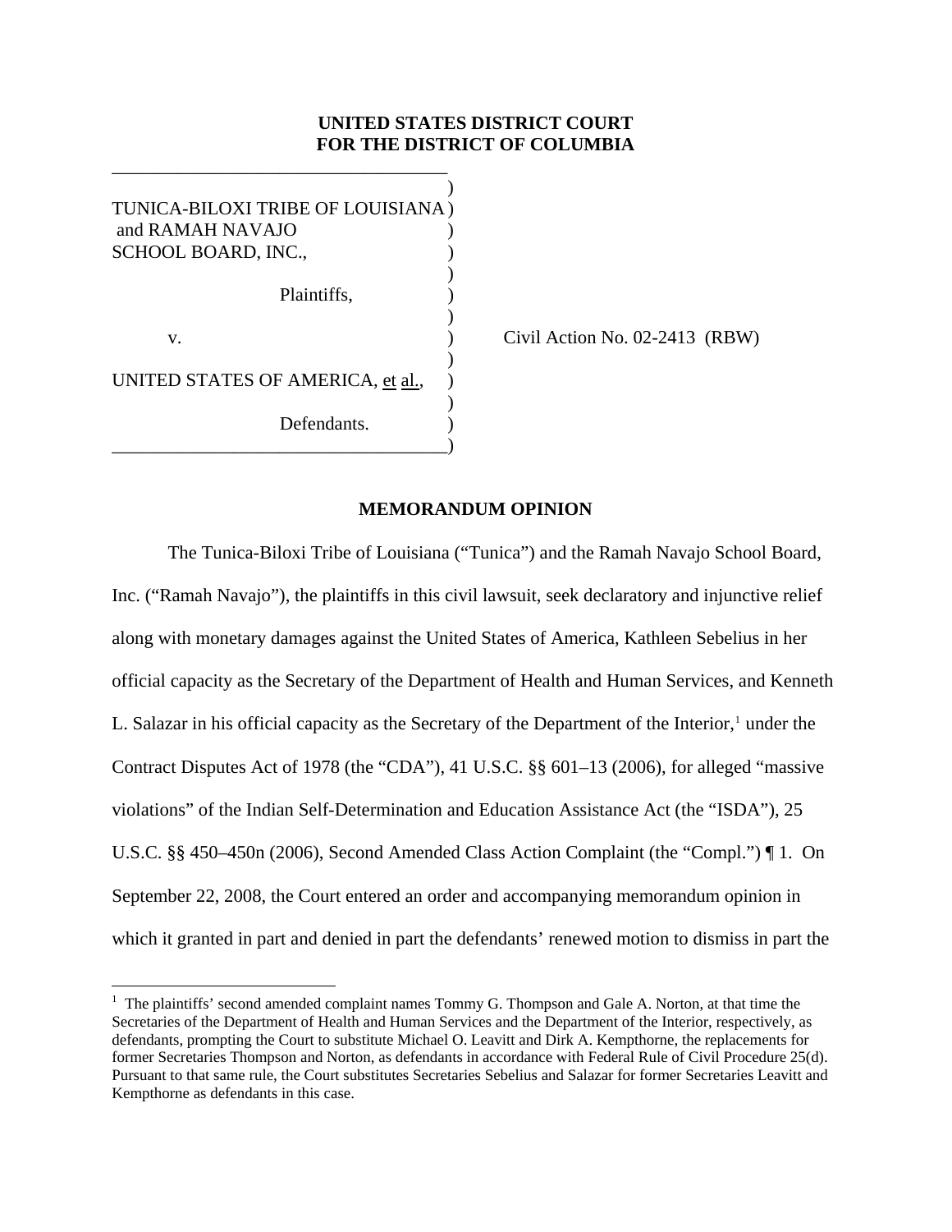**UNITED STATES DISTRICT COURT**
**FOR THE DISTRICT OF COLUMBIA**

TUNICA-BILOXI TRIBE OF LOUISIANA and RAMAH NAVAJO SCHOOL BOARD, INC.,

Plaintiffs,

v.

UNITED STATES OF AMERICA, et al.,

Defendants.

Civil Action No. 02-2413 (RBW)

**MEMORANDUM OPINION**

The Tunica-Biloxi Tribe of Louisiana ("Tunica") and the Ramah Navajo School Board, Inc. ("Ramah Navajo"), the plaintiffs in this civil lawsuit, seek declaratory and injunctive relief along with monetary damages against the United States of America, Kathleen Sebelius in her official capacity as the Secretary of the Department of Health and Human Services, and Kenneth L. Salazar in his official capacity as the Secretary of the Department of the Interior,[1] under the Contract Disputes Act of 1978 (the "CDA"), 41 U.S.C. §§ 601–13 (2006), for alleged "massive violations" of the Indian Self-Determination and Education Assistance Act (the "ISDA"), 25 U.S.C. §§ 450–450n (2006), Second Amended Class Action Complaint (the "Compl.") ¶ 1. On September 22, 2008, the Court entered an order and accompanying memorandum opinion in which it granted in part and denied in part the defendants' renewed motion to dismiss in part the

[1] The plaintiffs' second amended complaint names Tommy G. Thompson and Gale A. Norton, at that time the Secretaries of the Department of Health and Human Services and the Department of the Interior, respectively, as defendants, prompting the Court to substitute Michael O. Leavitt and Dirk A. Kempthorne, the replacements for former Secretaries Thompson and Norton, as defendants in accordance with Federal Rule of Civil Procedure 25(d). Pursuant to that same rule, the Court substitutes Secretaries Sebelius and Salazar for former Secretaries Leavitt and Kempthorne as defendants in this case.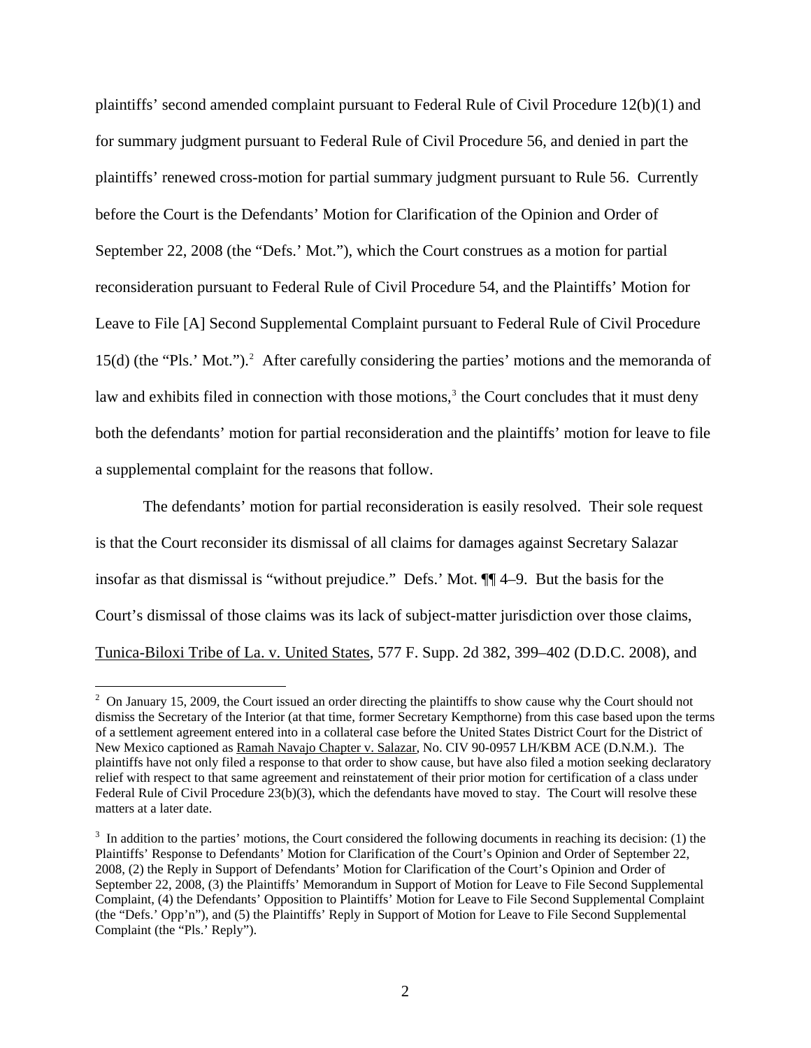plaintiffs' second amended complaint pursuant to Federal Rule of Civil Procedure 12(b)(1) and for summary judgment pursuant to Federal Rule of Civil Procedure 56, and denied in part the plaintiffs' renewed cross-motion for partial summary judgment pursuant to Rule 56. Currently before the Court is the Defendants' Motion for Clarification of the Opinion and Order of September 22, 2008 (the "Defs.' Mot."), which the Court construes as a motion for partial reconsideration pursuant to Federal Rule of Civil Procedure 54, and the Plaintiffs' Motion for Leave to File [A] Second Supplemental Complaint pursuant to Federal Rule of Civil Procedure 15(d) (the "Pls.' Mot.").[2] After carefully considering the parties' motions and the memoranda of law and exhibits filed in connection with those motions,[3] the Court concludes that it must deny both the defendants' motion for partial reconsideration and the plaintiffs' motion for leave to file a supplemental complaint for the reasons that follow.

The defendants' motion for partial reconsideration is easily resolved. Their sole request is that the Court reconsider its dismissal of all claims for damages against Secretary Salazar insofar as that dismissal is "without prejudice." Defs.' Mot. ¶¶ 4–9. But the basis for the Court's dismissal of those claims was its lack of subject-matter jurisdiction over those claims, Tunica-Biloxi Tribe of La. v. United States, 577 F. Supp. 2d 382, 399–402 (D.D.C. 2008), and

[2] On January 15, 2009, the Court issued an order directing the plaintiffs to show cause why the Court should not dismiss the Secretary of the Interior (at that time, former Secretary Kempthorne) from this case based upon the terms of a settlement agreement entered into in a collateral case before the United States District Court for the District of New Mexico captioned as Ramah Navajo Chapter v. Salazar, No. CIV 90-0957 LH/KBM ACE (D.N.M.). The plaintiffs have not only filed a response to that order to show cause, but have also filed a motion seeking declaratory relief with respect to that same agreement and reinstatement of their prior motion for certification of a class under Federal Rule of Civil Procedure 23(b)(3), which the defendants have moved to stay. The Court will resolve these matters at a later date.

[3] In addition to the parties' motions, the Court considered the following documents in reaching its decision: (1) the Plaintiffs' Response to Defendants' Motion for Clarification of the Court's Opinion and Order of September 22, 2008, (2) the Reply in Support of Defendants' Motion for Clarification of the Court's Opinion and Order of September 22, 2008, (3) the Plaintiffs' Memorandum in Support of Motion for Leave to File Second Supplemental Complaint, (4) the Defendants' Opposition to Plaintiffs' Motion for Leave to File Second Supplemental Complaint (the "Defs.' Opp'n"), and (5) the Plaintiffs' Reply in Support of Motion for Leave to File Second Supplemental Complaint (the "Pls.' Reply").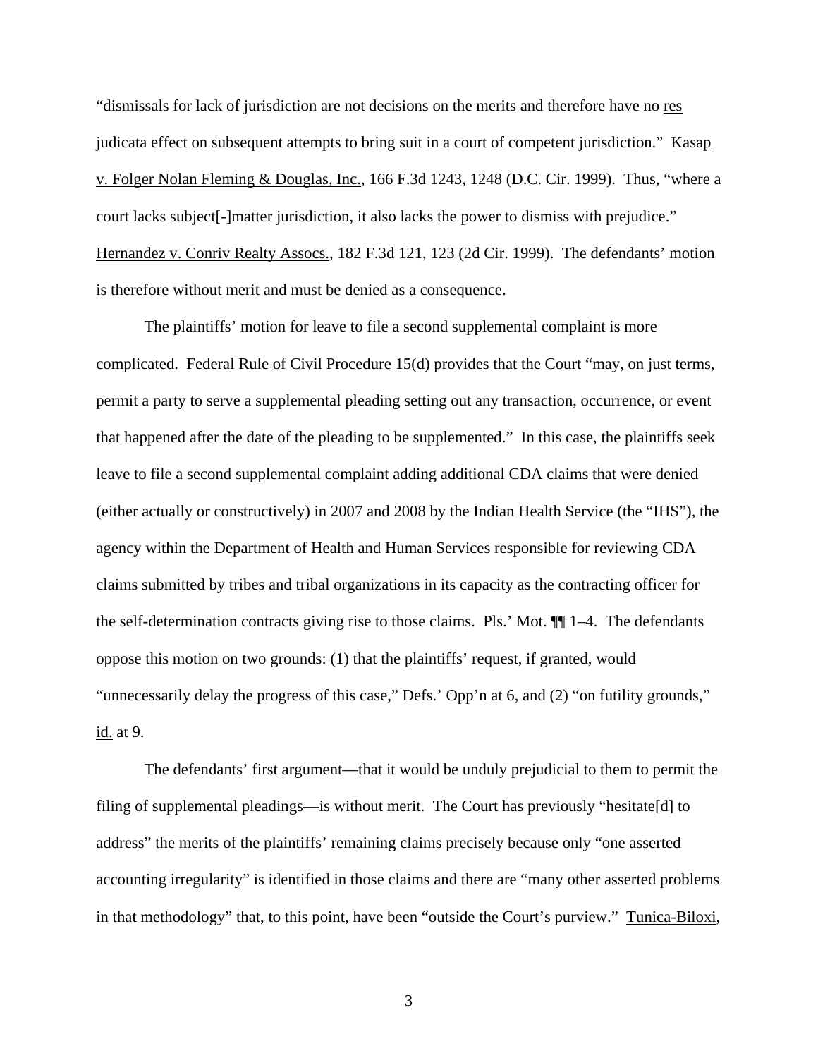"dismissals for lack of jurisdiction are not decisions on the merits and therefore have no res judicata effect on subsequent attempts to bring suit in a court of competent jurisdiction." Kasap v. Folger Nolan Fleming & Douglas, Inc., 166 F.3d 1243, 1248 (D.C. Cir. 1999). Thus, "where a court lacks subject[-]matter jurisdiction, it also lacks the power to dismiss with prejudice." Hernandez v. Conriv Realty Assocs., 182 F.3d 121, 123 (2d Cir. 1999). The defendants' motion is therefore without merit and must be denied as a consequence.

The plaintiffs' motion for leave to file a second supplemental complaint is more complicated. Federal Rule of Civil Procedure 15(d) provides that the Court "may, on just terms, permit a party to serve a supplemental pleading setting out any transaction, occurrence, or event that happened after the date of the pleading to be supplemented." In this case, the plaintiffs seek leave to file a second supplemental complaint adding additional CDA claims that were denied (either actually or constructively) in 2007 and 2008 by the Indian Health Service (the "IHS"), the agency within the Department of Health and Human Services responsible for reviewing CDA claims submitted by tribes and tribal organizations in its capacity as the contracting officer for the self-determination contracts giving rise to those claims. Pls.' Mot. ¶¶ 1–4. The defendants oppose this motion on two grounds: (1) that the plaintiffs' request, if granted, would "unnecessarily delay the progress of this case," Defs.' Opp'n at 6, and (2) "on futility grounds," id. at 9.

The defendants' first argument—that it would be unduly prejudicial to them to permit the filing of supplemental pleadings—is without merit. The Court has previously "hesitate[d] to address" the merits of the plaintiffs' remaining claims precisely because only "one asserted accounting irregularity" is identified in those claims and there are "many other asserted problems in that methodology" that, to this point, have been "outside the Court's purview." Tunica-Biloxi,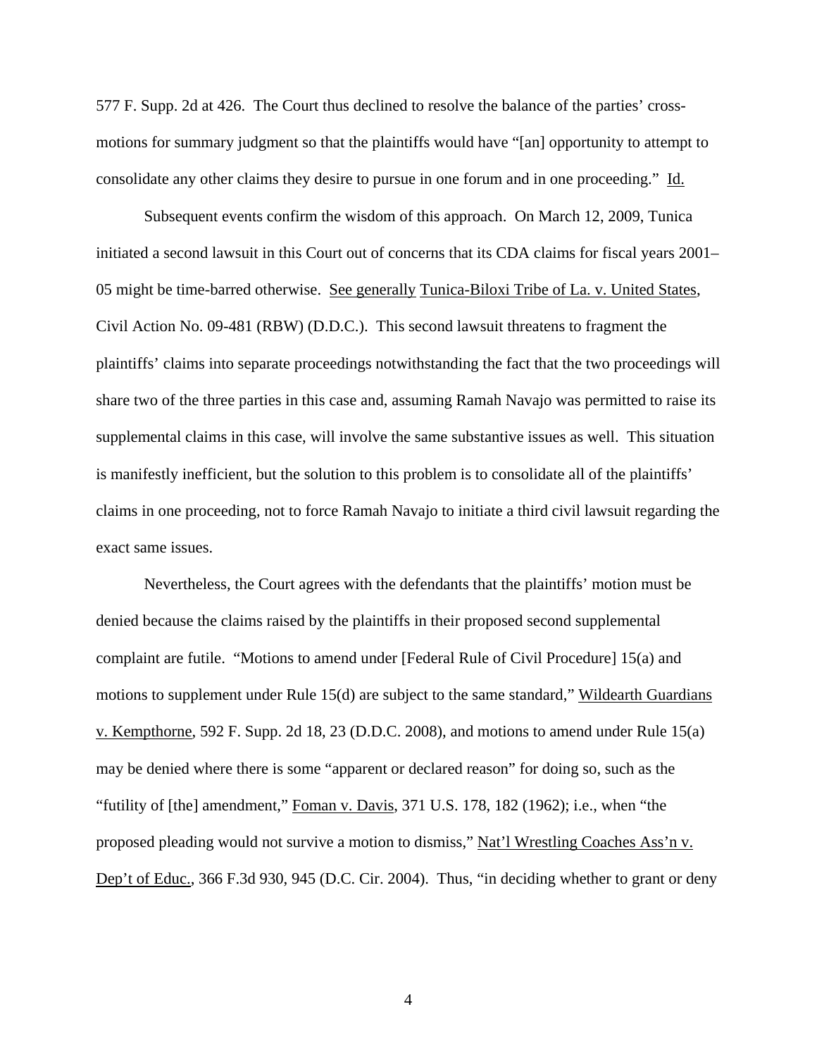577 F. Supp. 2d at 426. The Court thus declined to resolve the balance of the parties' cross-motions for summary judgment so that the plaintiffs would have "[an] opportunity to attempt to consolidate any other claims they desire to pursue in one forum and in one proceeding." Id.

Subsequent events confirm the wisdom of this approach. On March 12, 2009, Tunica initiated a second lawsuit in this Court out of concerns that its CDA claims for fiscal years 2001–05 might be time-barred otherwise. See generally Tunica-Biloxi Tribe of La. v. United States, Civil Action No. 09-481 (RBW) (D.D.C.). This second lawsuit threatens to fragment the plaintiffs' claims into separate proceedings notwithstanding the fact that the two proceedings will share two of the three parties in this case and, assuming Ramah Navajo was permitted to raise its supplemental claims in this case, will involve the same substantive issues as well. This situation is manifestly inefficient, but the solution to this problem is to consolidate all of the plaintiffs' claims in one proceeding, not to force Ramah Navajo to initiate a third civil lawsuit regarding the exact same issues.

Nevertheless, the Court agrees with the defendants that the plaintiffs' motion must be denied because the claims raised by the plaintiffs in their proposed second supplemental complaint are futile. "Motions to amend under [Federal Rule of Civil Procedure] 15(a) and motions to supplement under Rule 15(d) are subject to the same standard," Wildearth Guardians v. Kempthorne, 592 F. Supp. 2d 18, 23 (D.D.C. 2008), and motions to amend under Rule 15(a) may be denied where there is some "apparent or declared reason" for doing so, such as the "futility of [the] amendment," Foman v. Davis, 371 U.S. 178, 182 (1962); i.e., when "the proposed pleading would not survive a motion to dismiss," Nat'l Wrestling Coaches Ass'n v. Dep't of Educ., 366 F.3d 930, 945 (D.C. Cir. 2004). Thus, "in deciding whether to grant or deny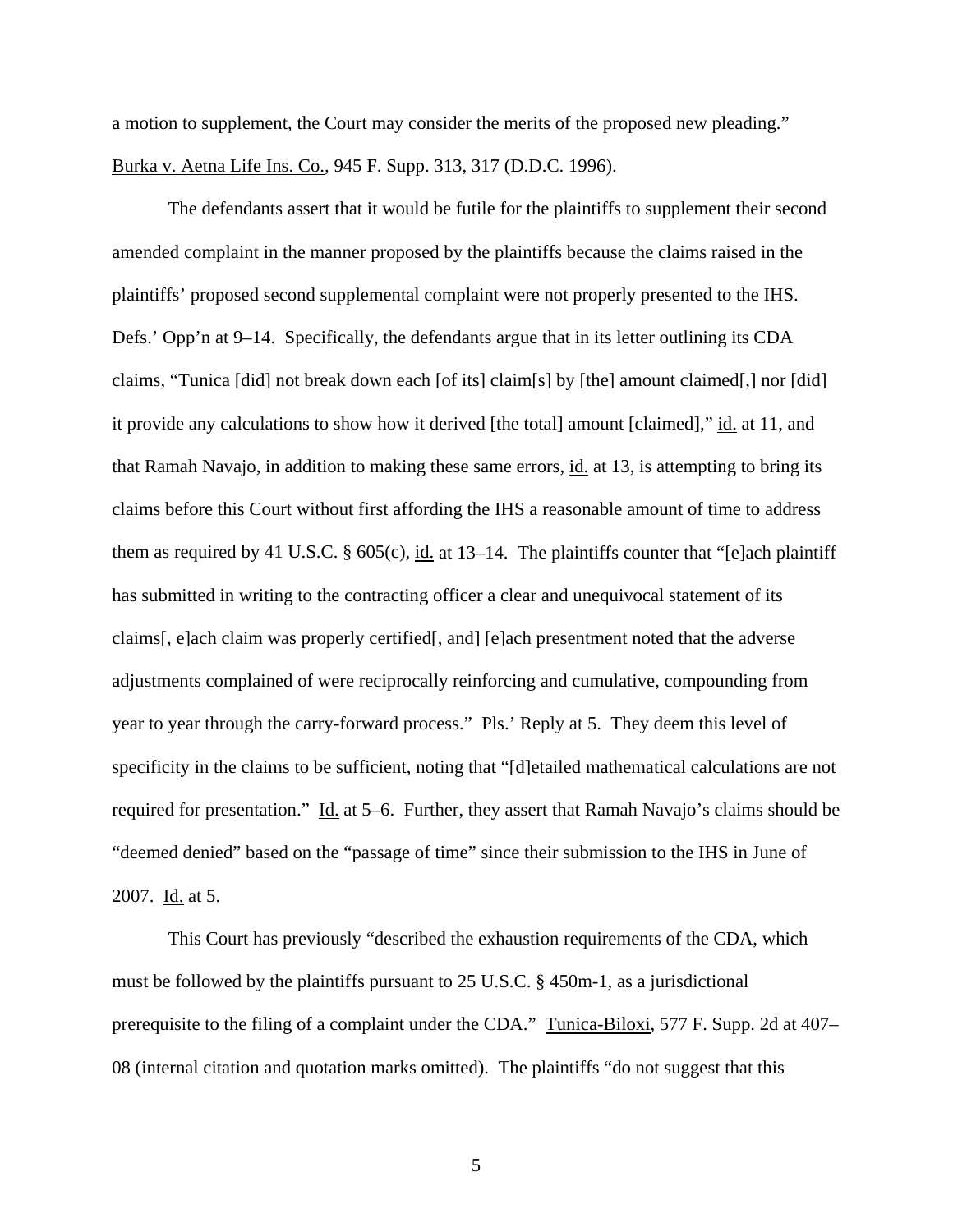a motion to supplement, the Court may consider the merits of the proposed new pleading." Burka v. Aetna Life Ins. Co., 945 F. Supp. 313, 317 (D.D.C. 1996).

The defendants assert that it would be futile for the plaintiffs to supplement their second amended complaint in the manner proposed by the plaintiffs because the claims raised in the plaintiffs' proposed second supplemental complaint were not properly presented to the IHS. Defs.' Opp'n at 9–14. Specifically, the defendants argue that in its letter outlining its CDA claims, "Tunica [did] not break down each [of its] claim[s] by [the] amount claimed[,] nor [did] it provide any calculations to show how it derived [the total] amount [claimed]," id. at 11, and that Ramah Navajo, in addition to making these same errors, id. at 13, is attempting to bring its claims before this Court without first affording the IHS a reasonable amount of time to address them as required by 41 U.S.C. § 605(c), id. at 13–14. The plaintiffs counter that "[e]ach plaintiff has submitted in writing to the contracting officer a clear and unequivocal statement of its claims[, e]ach claim was properly certified[, and] [e]ach presentment noted that the adverse adjustments complained of were reciprocally reinforcing and cumulative, compounding from year to year through the carry-forward process." Pls.' Reply at 5. They deem this level of specificity in the claims to be sufficient, noting that "[d]etailed mathematical calculations are not required for presentation." Id. at 5–6. Further, they assert that Ramah Navajo's claims should be "deemed denied" based on the "passage of time" since their submission to the IHS in June of 2007. Id. at 5.

This Court has previously "described the exhaustion requirements of the CDA, which must be followed by the plaintiffs pursuant to 25 U.S.C. § 450m-1, as a jurisdictional prerequisite to the filing of a complaint under the CDA." Tunica-Biloxi, 577 F. Supp. 2d at 407–08 (internal citation and quotation marks omitted). The plaintiffs "do not suggest that this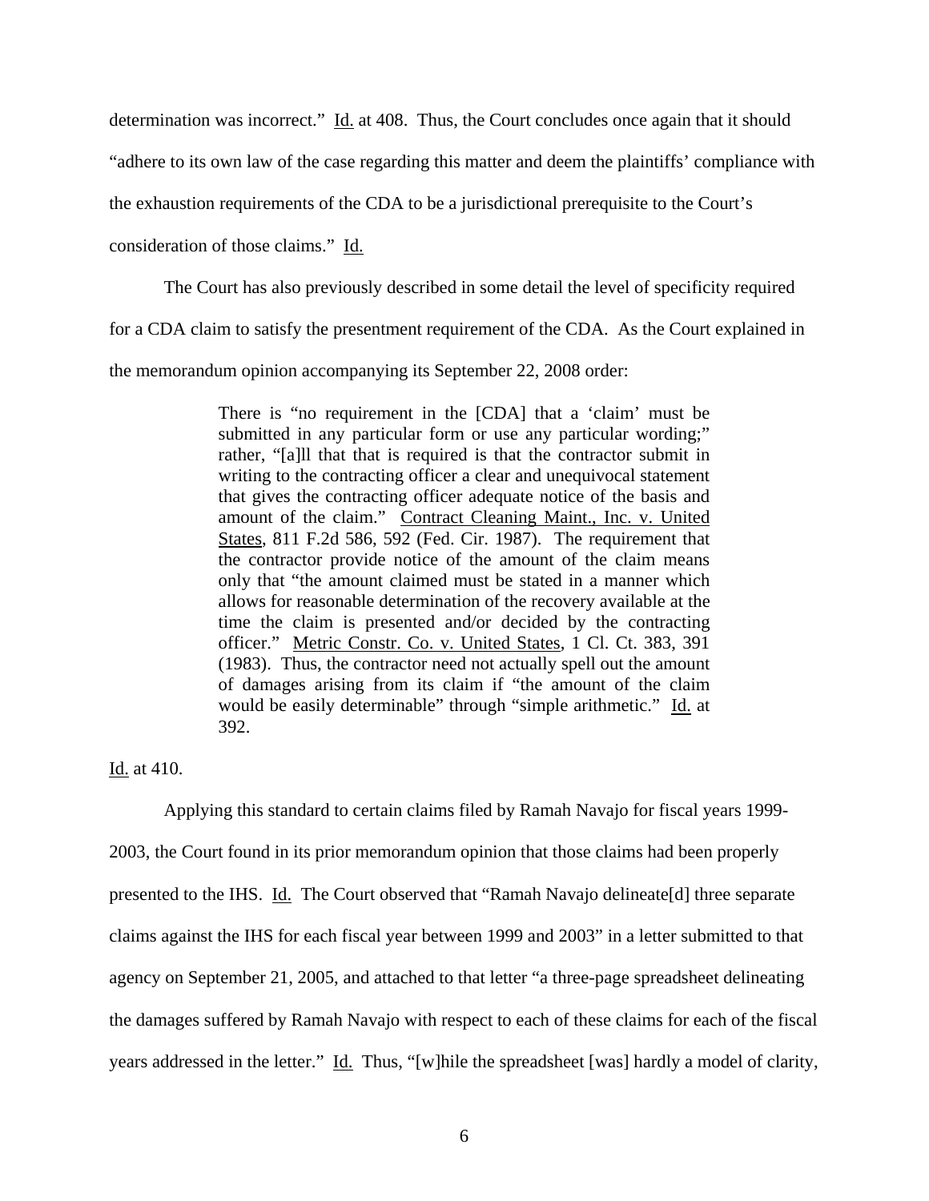determination was incorrect." Id. at 408. Thus, the Court concludes once again that it should "adhere to its own law of the case regarding this matter and deem the plaintiffs' compliance with the exhaustion requirements of the CDA to be a jurisdictional prerequisite to the Court's consideration of those claims." Id.

The Court has also previously described in some detail the level of specificity required for a CDA claim to satisfy the presentment requirement of the CDA. As the Court explained in the memorandum opinion accompanying its September 22, 2008 order:

> There is "no requirement in the [CDA] that a 'claim' must be submitted in any particular form or use any particular wording;" rather, "[a]ll that that is required is that the contractor submit in writing to the contracting officer a clear and unequivocal statement that gives the contracting officer adequate notice of the basis and amount of the claim." Contract Cleaning Maint., Inc. v. United States, 811 F.2d 586, 592 (Fed. Cir. 1987). The requirement that the contractor provide notice of the amount of the claim means only that "the amount claimed must be stated in a manner which allows for reasonable determination of the recovery available at the time the claim is presented and/or decided by the contracting officer." Metric Constr. Co. v. United States, 1 Cl. Ct. 383, 391 (1983). Thus, the contractor need not actually spell out the amount of damages arising from its claim if "the amount of the claim would be easily determinable" through "simple arithmetic." Id. at 392.

Id. at 410.

Applying this standard to certain claims filed by Ramah Navajo for fiscal years 1999-2003, the Court found in its prior memorandum opinion that those claims had been properly presented to the IHS. Id. The Court observed that "Ramah Navajo delineate[d] three separate claims against the IHS for each fiscal year between 1999 and 2003" in a letter submitted to that agency on September 21, 2005, and attached to that letter "a three-page spreadsheet delineating the damages suffered by Ramah Navajo with respect to each of these claims for each of the fiscal years addressed in the letter." Id. Thus, "[w]hile the spreadsheet [was] hardly a model of clarity,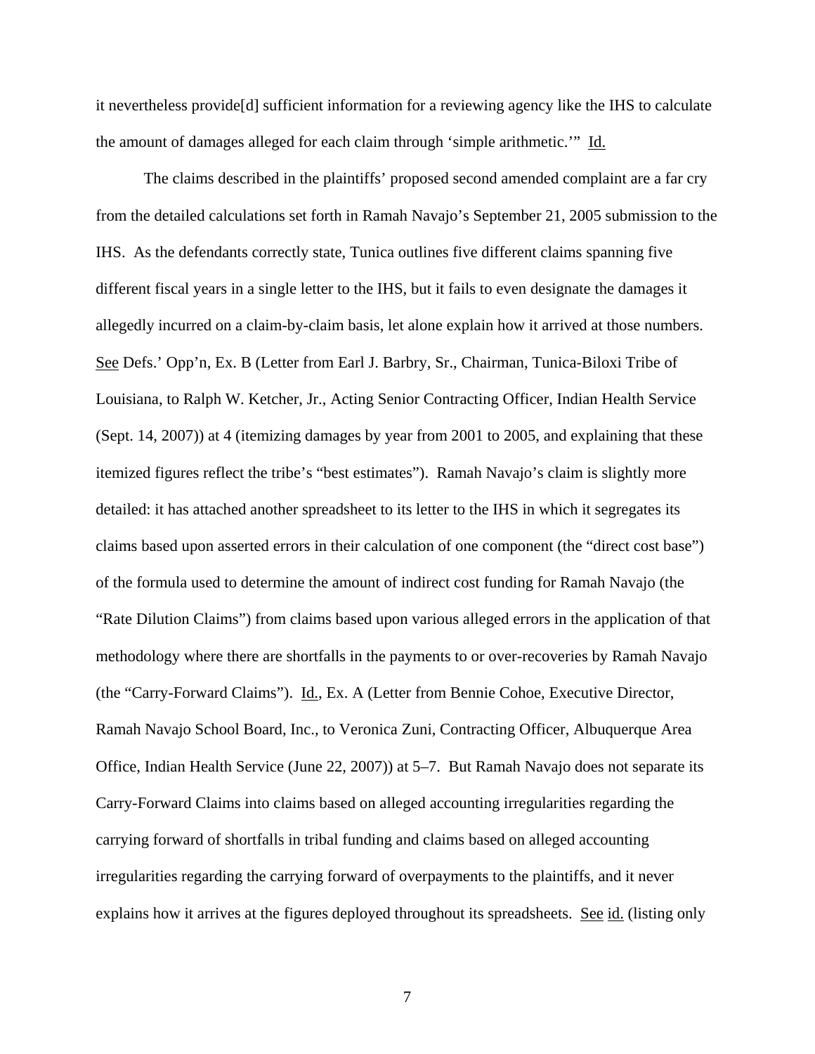it nevertheless provide[d] sufficient information for a reviewing agency like the IHS to calculate the amount of damages alleged for each claim through 'simple arithmetic.'" Id.

The claims described in the plaintiffs' proposed second amended complaint are a far cry from the detailed calculations set forth in Ramah Navajo's September 21, 2005 submission to the IHS. As the defendants correctly state, Tunica outlines five different claims spanning five different fiscal years in a single letter to the IHS, but it fails to even designate the damages it allegedly incurred on a claim-by-claim basis, let alone explain how it arrived at those numbers. See Defs.' Opp'n, Ex. B (Letter from Earl J. Barbry, Sr., Chairman, Tunica-Biloxi Tribe of Louisiana, to Ralph W. Ketcher, Jr., Acting Senior Contracting Officer, Indian Health Service (Sept. 14, 2007)) at 4 (itemizing damages by year from 2001 to 2005, and explaining that these itemized figures reflect the tribe's "best estimates"). Ramah Navajo's claim is slightly more detailed: it has attached another spreadsheet to its letter to the IHS in which it segregates its claims based upon asserted errors in their calculation of one component (the "direct cost base") of the formula used to determine the amount of indirect cost funding for Ramah Navajo (the "Rate Dilution Claims") from claims based upon various alleged errors in the application of that methodology where there are shortfalls in the payments to or over-recoveries by Ramah Navajo (the "Carry-Forward Claims"). Id., Ex. A (Letter from Bennie Cohoe, Executive Director, Ramah Navajo School Board, Inc., to Veronica Zuni, Contracting Officer, Albuquerque Area Office, Indian Health Service (June 22, 2007)) at 5–7. But Ramah Navajo does not separate its Carry-Forward Claims into claims based on alleged accounting irregularities regarding the carrying forward of shortfalls in tribal funding and claims based on alleged accounting irregularities regarding the carrying forward of overpayments to the plaintiffs, and it never explains how it arrives at the figures deployed throughout its spreadsheets. See id. (listing only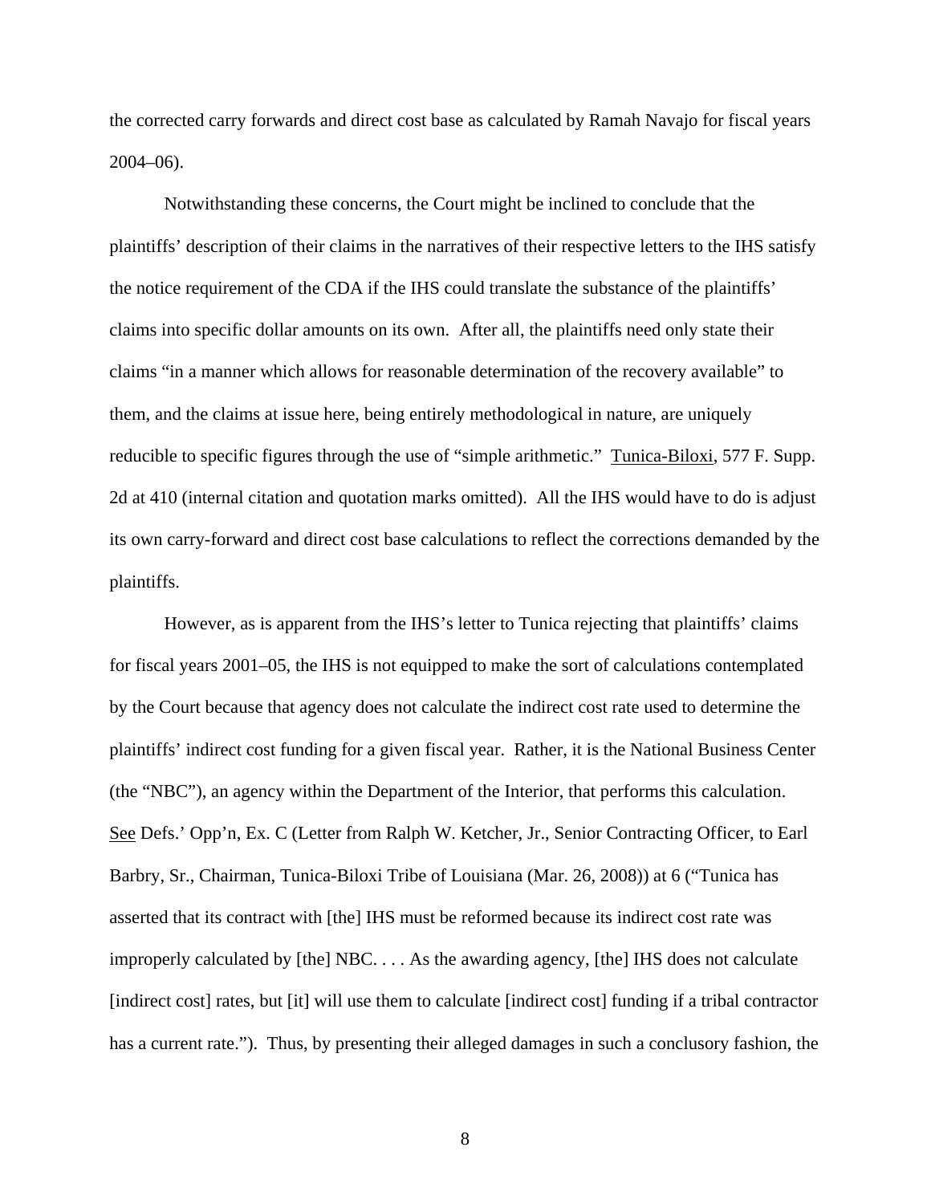the corrected carry forwards and direct cost base as calculated by Ramah Navajo for fiscal years 2004–06).

Notwithstanding these concerns, the Court might be inclined to conclude that the plaintiffs' description of their claims in the narratives of their respective letters to the IHS satisfy the notice requirement of the CDA if the IHS could translate the substance of the plaintiffs' claims into specific dollar amounts on its own. After all, the plaintiffs need only state their claims "in a manner which allows for reasonable determination of the recovery available" to them, and the claims at issue here, being entirely methodological in nature, are uniquely reducible to specific figures through the use of "simple arithmetic." Tunica-Biloxi, 577 F. Supp. 2d at 410 (internal citation and quotation marks omitted). All the IHS would have to do is adjust its own carry-forward and direct cost base calculations to reflect the corrections demanded by the plaintiffs.

However, as is apparent from the IHS's letter to Tunica rejecting that plaintiffs' claims for fiscal years 2001–05, the IHS is not equipped to make the sort of calculations contemplated by the Court because that agency does not calculate the indirect cost rate used to determine the plaintiffs' indirect cost funding for a given fiscal year. Rather, it is the National Business Center (the "NBC"), an agency within the Department of the Interior, that performs this calculation. See Defs.' Opp'n, Ex. C (Letter from Ralph W. Ketcher, Jr., Senior Contracting Officer, to Earl Barbry, Sr., Chairman, Tunica-Biloxi Tribe of Louisiana (Mar. 26, 2008)) at 6 ("Tunica has asserted that its contract with [the] IHS must be reformed because its indirect cost rate was improperly calculated by [the] NBC. . . . As the awarding agency, [the] IHS does not calculate [indirect cost] rates, but [it] will use them to calculate [indirect cost] funding if a tribal contractor has a current rate."). Thus, by presenting their alleged damages in such a conclusory fashion, the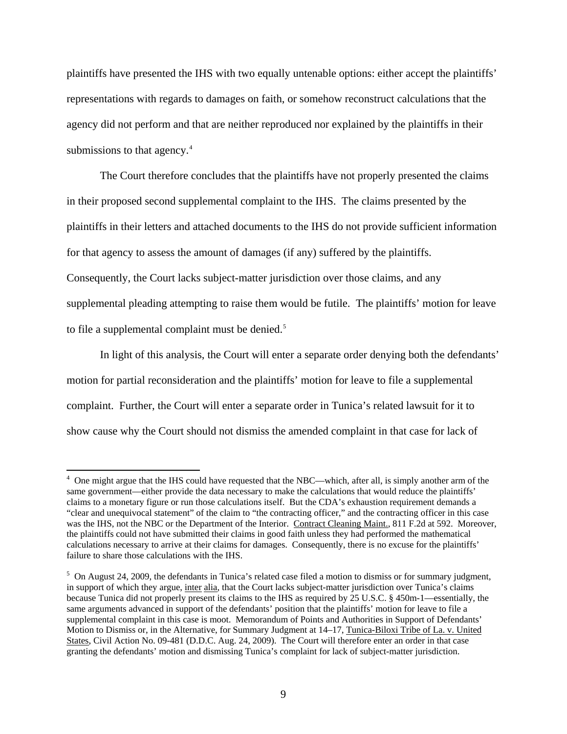plaintiffs have presented the IHS with two equally untenable options: either accept the plaintiffs' representations with regards to damages on faith, or somehow reconstruct calculations that the agency did not perform and that are neither reproduced nor explained by the plaintiffs in their submissions to that agency.[4]

The Court therefore concludes that the plaintiffs have not properly presented the claims in their proposed second supplemental complaint to the IHS. The claims presented by the plaintiffs in their letters and attached documents to the IHS do not provide sufficient information for that agency to assess the amount of damages (if any) suffered by the plaintiffs. Consequently, the Court lacks subject-matter jurisdiction over those claims, and any supplemental pleading attempting to raise them would be futile. The plaintiffs' motion for leave to file a supplemental complaint must be denied.[5]

In light of this analysis, the Court will enter a separate order denying both the defendants' motion for partial reconsideration and the plaintiffs' motion for leave to file a supplemental complaint. Further, the Court will enter a separate order in Tunica's related lawsuit for it to show cause why the Court should not dismiss the amended complaint in that case for lack of

---

[4] One might argue that the IHS could have requested that the NBC—which, after all, is simply another arm of the same government—either provide the data necessary to make the calculations that would reduce the plaintiffs' claims to a monetary figure or run those calculations itself. But the CDA's exhaustion requirement demands a "clear and unequivocal statement" of the claim to "the contracting officer," and the contracting officer in this case was the IHS, not the NBC or the Department of the Interior. Contract Cleaning Maint., 811 F.2d at 592. Moreover, the plaintiffs could not have submitted their claims in good faith unless they had performed the mathematical calculations necessary to arrive at their claims for damages. Consequently, there is no excuse for the plaintiffs' failure to share those calculations with the IHS.

[5] On August 24, 2009, the defendants in Tunica's related case filed a motion to dismiss or for summary judgment, in support of which they argue, inter alia, that the Court lacks subject-matter jurisdiction over Tunica's claims because Tunica did not properly present its claims to the IHS as required by 25 U.S.C. § 450m-1—essentially, the same arguments advanced in support of the defendants' position that the plaintiffs' motion for leave to file a supplemental complaint in this case is moot. Memorandum of Points and Authorities in Support of Defendants' Motion to Dismiss or, in the Alternative, for Summary Judgment at 14–17, Tunica-Biloxi Tribe of La. v. United States, Civil Action No. 09-481 (D.D.C. Aug. 24, 2009). The Court will therefore enter an order in that case granting the defendants' motion and dismissing Tunica's complaint for lack of subject-matter jurisdiction.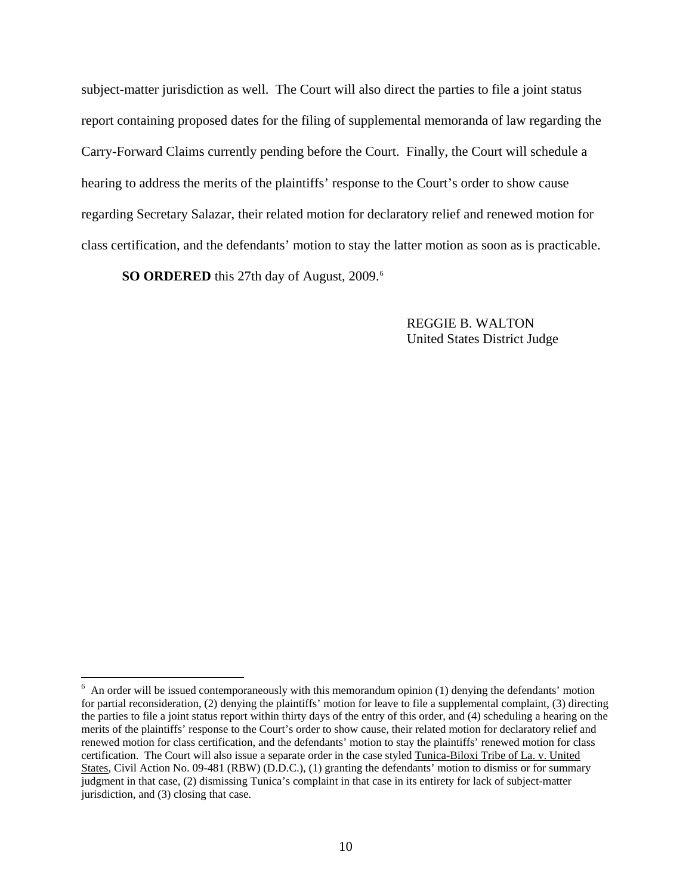subject-matter jurisdiction as well. The Court will also direct the parties to file a joint status report containing proposed dates for the filing of supplemental memoranda of law regarding the Carry-Forward Claims currently pending before the Court. Finally, the Court will schedule a hearing to address the merits of the plaintiffs' response to the Court's order to show cause regarding Secretary Salazar, their related motion for declaratory relief and renewed motion for class certification, and the defendants' motion to stay the latter motion as soon as is practicable.

**SO ORDERED** this 27th day of August, 2009.[6]

REGGIE B. WALTON
United States District Judge

[6] An order will be issued contemporaneously with this memorandum opinion (1) denying the defendants' motion for partial reconsideration, (2) denying the plaintiffs' motion for leave to file a supplemental complaint, (3) directing the parties to file a joint status report within thirty days of the entry of this order, and (4) scheduling a hearing on the merits of the plaintiffs' response to the Court's order to show cause, their related motion for declaratory relief and renewed motion for class certification, and the defendants' motion to stay the plaintiffs' renewed motion for class certification. The Court will also issue a separate order in the case styled Tunica-Biloxi Tribe of La. v. United States, Civil Action No. 09-481 (RBW) (D.D.C.), (1) granting the defendants' motion to dismiss or for summary judgment in that case, (2) dismissing Tunica's complaint in that case in its entirety for lack of subject-matter jurisdiction, and (3) closing that case.